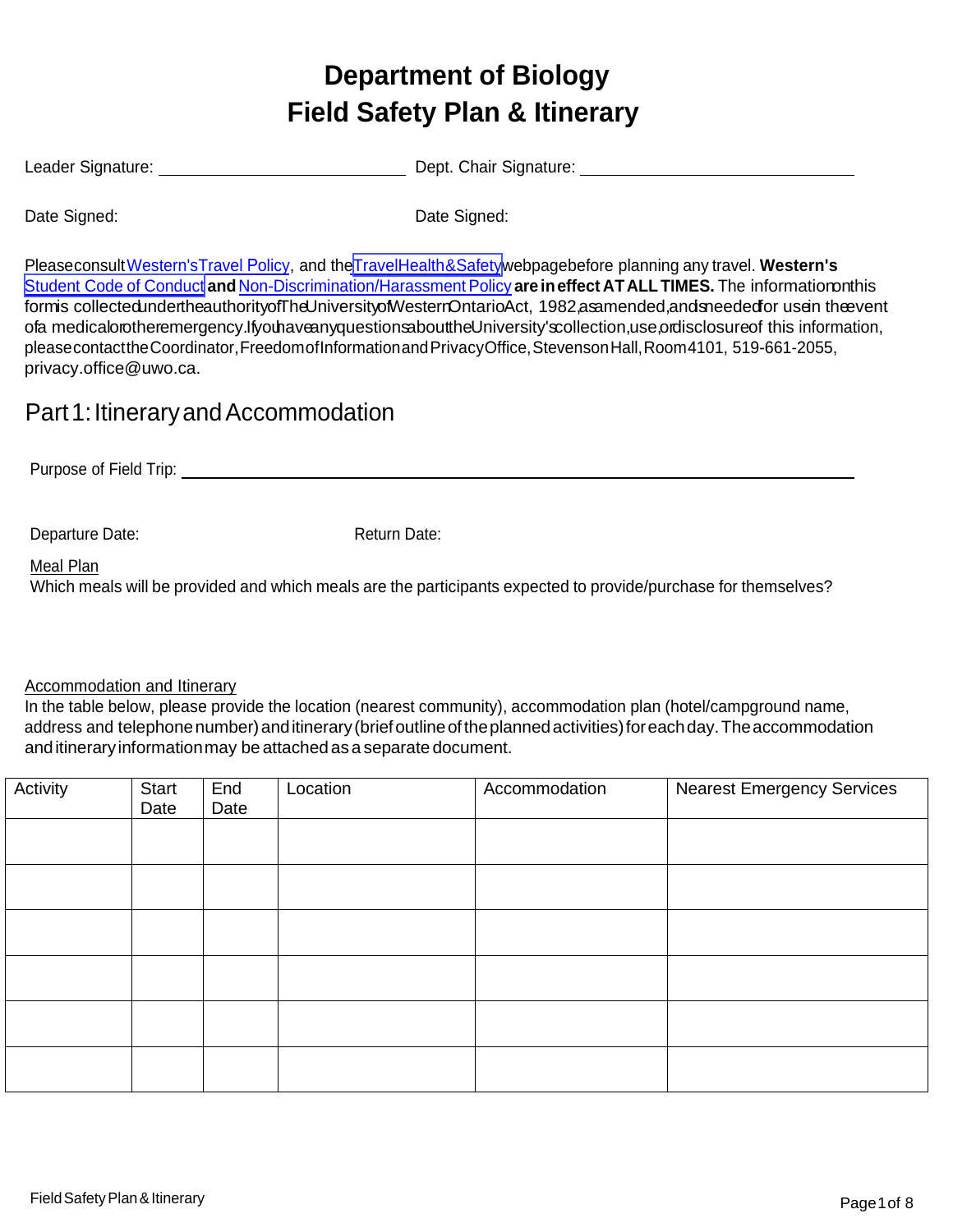# Department of Biology
# Field Safety Plan & Itinerary

Leader Signature: ____________________________ Dept. Chair Signature: ________________________________

Date Signed: Date Signed:

Please consult Western's Travel Policy, and the Travel Health & Safety webpage before planning any travel. **Western's** Student Code of Conduct **and** Non-Discrimination/Harassment Policy **are in effect AT ALL TIMES.** The information on this form is collected under the authority of The University of Western Ontario Act, 1982, as amended, and is needed for use in the event of a medical or other emergency. If you have any questions about the University's collection, use, or disclosure of this information, please contact the Coordinator, Freedom of Information and Privacy Office, Stevenson Hall, Room 4101, 519-661-2055, privacy.office@uwo.ca.

## Part 1: Itinerary and Accommodation

Purpose of Field Trip: ________________________________________________________________

Departure Date: Return Date:

Meal Plan

Which meals will be provided and which meals are the participants expected to provide/purchase for themselves?

Accommodation and Itinerary

In the table below, please provide the location (nearest community), accommodation plan (hotel/campground name, address and telephone number) and itinerary (brief outline of the planned activities) for each day. The accommodation and itinerary information may be attached as a separate document.

| Activity | Start Date | End Date | Location | Accommodation | Nearest Emergency Services |
|---|---|---|---|---|---|
| | | | | | |
| | | | | | |
| | | | | | |
| | | | | | |
| | | | | | |
| | | | | | |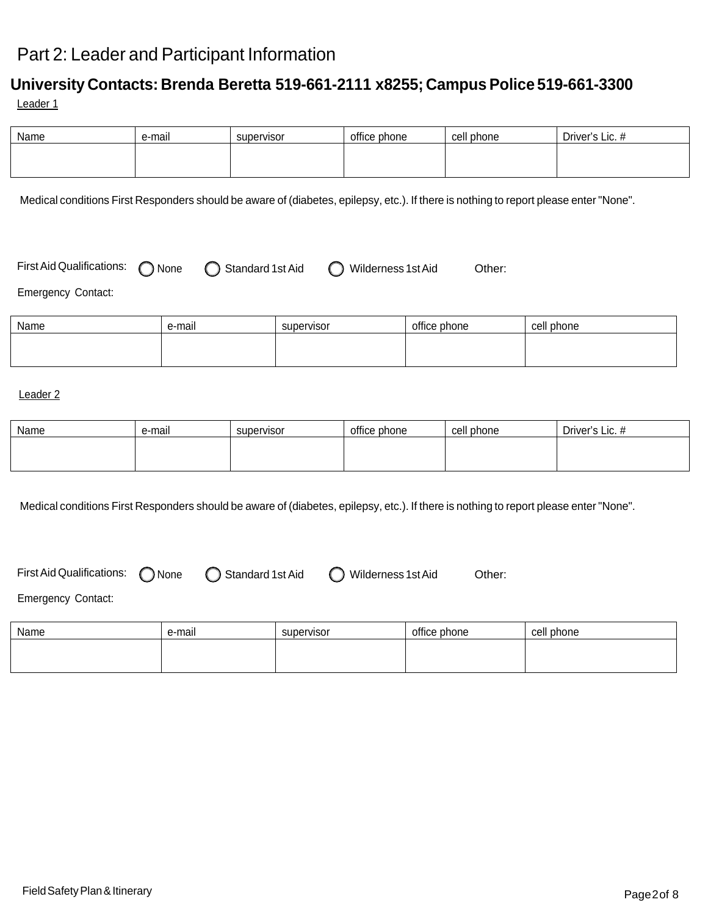# Part 2: Leader and Participant Information

## University Contacts: Brenda Beretta 519-661-2111 x8255; Campus Police 519-661-3300

Leader 1

| Name | e-mail | supervisor | office phone | cell phone | Driver's Lic. # |
| --- | --- | --- | --- | --- | --- |
| | | | | | |

Medical conditions First Responders should be aware of (diabetes, epilepsy, etc.). If there is nothing to report please enter "None".

First Aid Qualifications: ◯ None ◯ Standard 1st Aid ◯ Wilderness 1st Aid Other:

Emergency Contact:

| Name | e-mail | supervisor | office phone | cell phone |
| --- | --- | --- | --- | --- |
| | | | | |

Leader 2

| Name | e-mail | supervisor | office phone | cell phone | Driver's Lic. # |
| --- | --- | --- | --- | --- | --- |
| | | | | | |

Medical conditions First Responders should be aware of (diabetes, epilepsy, etc.). If there is nothing to report please enter "None".

First Aid Qualifications: ◯ None ◯ Standard 1st Aid ◯ Wilderness 1st Aid Other:

Emergency Contact:

| Name | e-mail | supervisor | office phone | cell phone |
| --- | --- | --- | --- | --- |
| | | | | |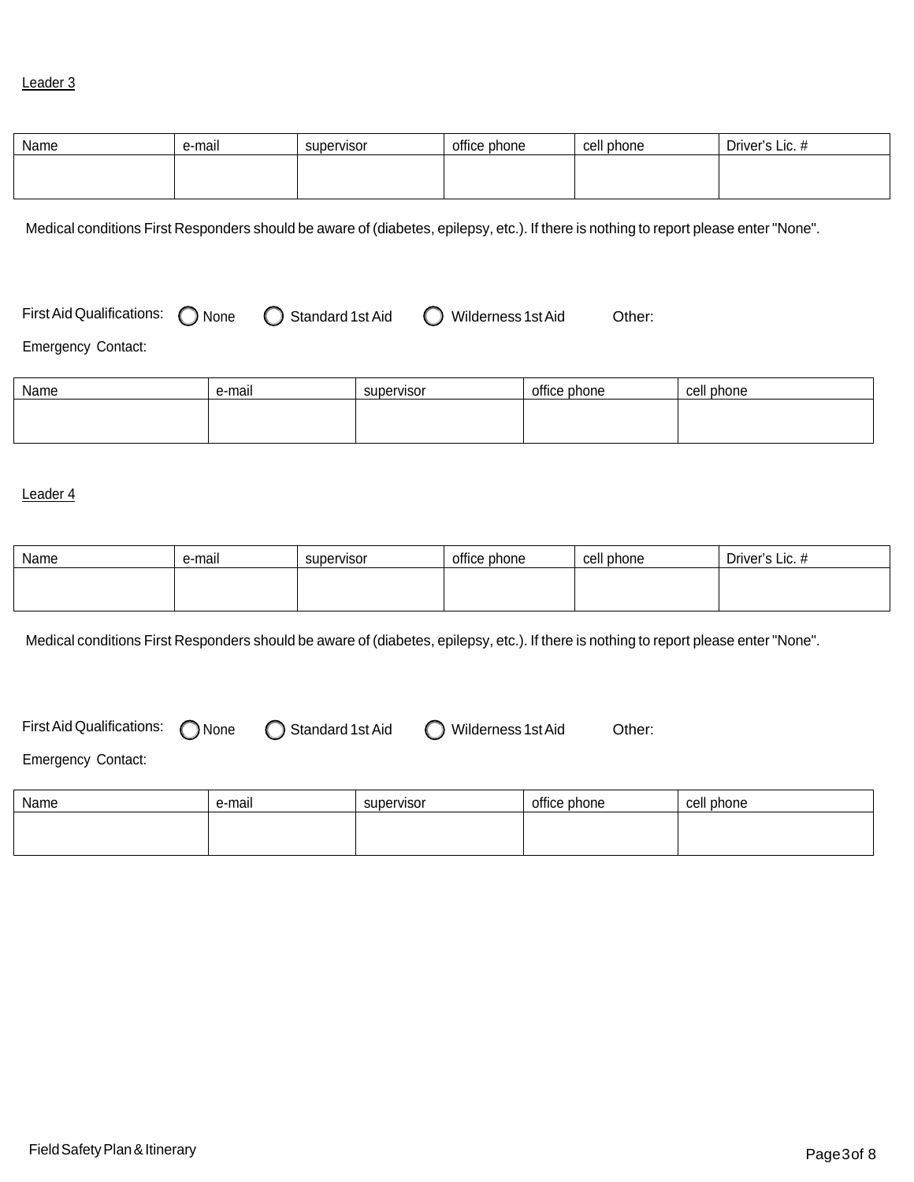Leader 3

| Name | e-mail | supervisor | office phone | cell phone | Driver's Lic. # |
| --- | --- | --- | --- | --- | --- |
| | | | | | |

Medical conditions First Responders should be aware of (diabetes, epilepsy, etc.). If there is nothing to report please enter "None".

First Aid Qualifications: ◯ None ◯ Standard 1st Aid ◯ Wilderness 1st Aid Other:

Emergency Contact:

| Name | e-mail | supervisor | office phone | cell phone |
| --- | --- | --- | --- | --- |
| | | | | |

Leader 4

| Name | e-mail | supervisor | office phone | cell phone | Driver's Lic. # |
| --- | --- | --- | --- | --- | --- |
| | | | | | |

Medical conditions First Responders should be aware of (diabetes, epilepsy, etc.). If there is nothing to report please enter "None".

First Aid Qualifications: ◯ None ◯ Standard 1st Aid ◯ Wilderness 1st Aid Other:

Emergency Contact:

| Name | e-mail | supervisor | office phone | cell phone |
| --- | --- | --- | --- | --- |
| | | | | |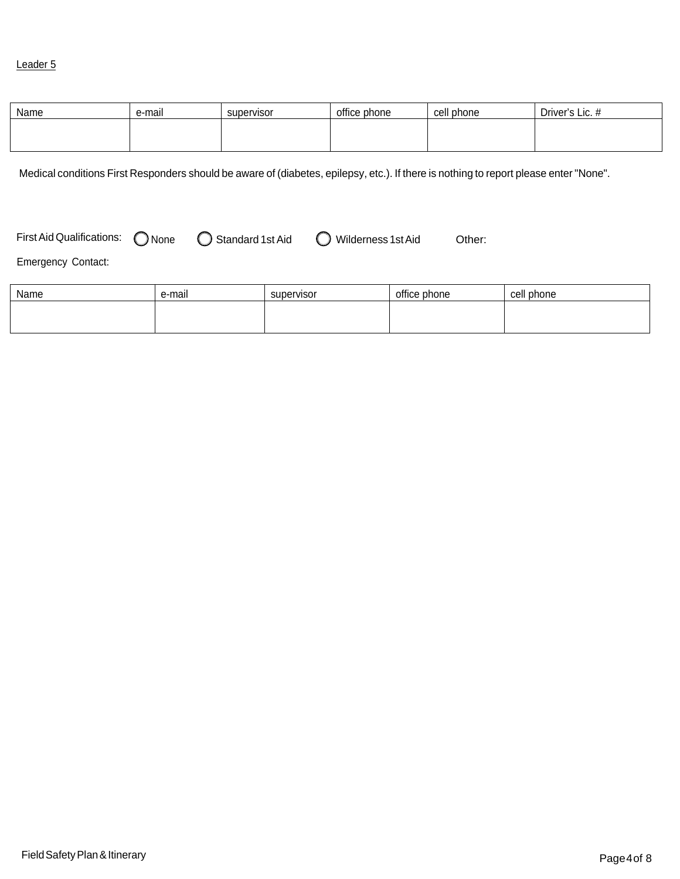Leader 5

| Name | e-mail | supervisor | office phone | cell phone | Driver's Lic. # |
|---|---|---|---|---|---|
| | | | | | |

Medical conditions First Responders should be aware of (diabetes, epilepsy, etc.). If there is nothing to report please enter "None".

First Aid Qualifications: ◯ None ◯ Standard 1st Aid ◯ Wilderness 1st Aid Other:

Emergency Contact:

| Name | e-mail | supervisor | office phone | cell phone |
|---|---|---|---|---|
| | | | | |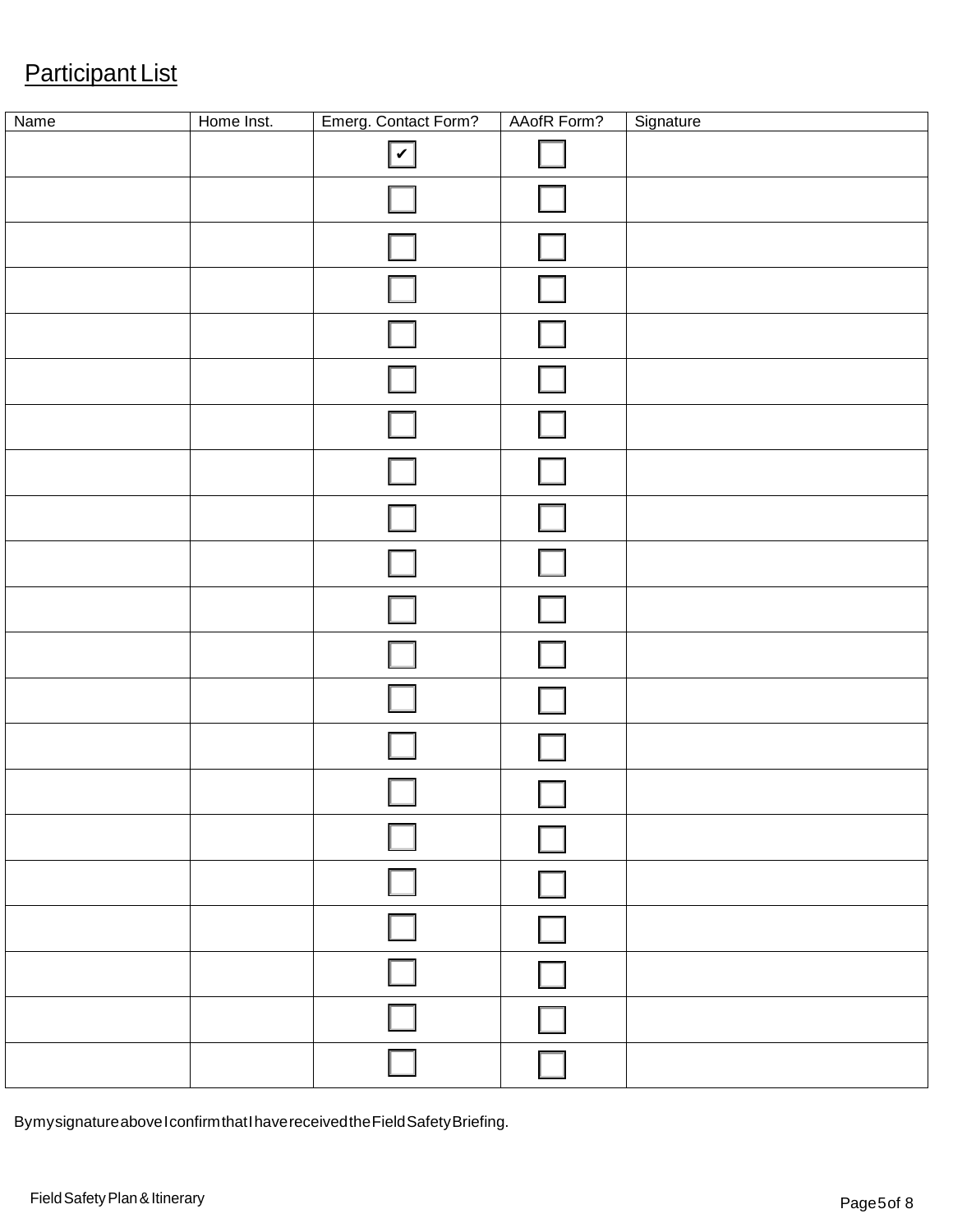## Participant List

| Name | Home Inst. | Emerg. Contact Form? | AAofR Form? | Signature |
|---|---|---|---|---|
| | | ☑ | ☐ | |
| | | ☐ | ☐ | |
| | | ☐ | ☐ | |
| | | ☐ | ☐ | |
| | | ☐ | ☐ | |
| | | ☐ | ☐ | |
| | | ☐ | ☐ | |
| | | ☐ | ☐ | |
| | | ☐ | ☐ | |
| | | ☐ | ☐ | |
| | | ☐ | ☐ | |
| | | ☐ | ☐ | |
| | | ☐ | ☐ | |
| | | ☐ | ☐ | |
| | | ☐ | ☐ | |
| | | ☐ | ☐ | |
| | | ☐ | ☐ | |
| | | ☐ | ☐ | |
| | | ☐ | ☐ | |
| | | ☐ | ☐ | |
| | | ☐ | ☐ | |

By my signature above I confirm that I have received the Field Safety Briefing.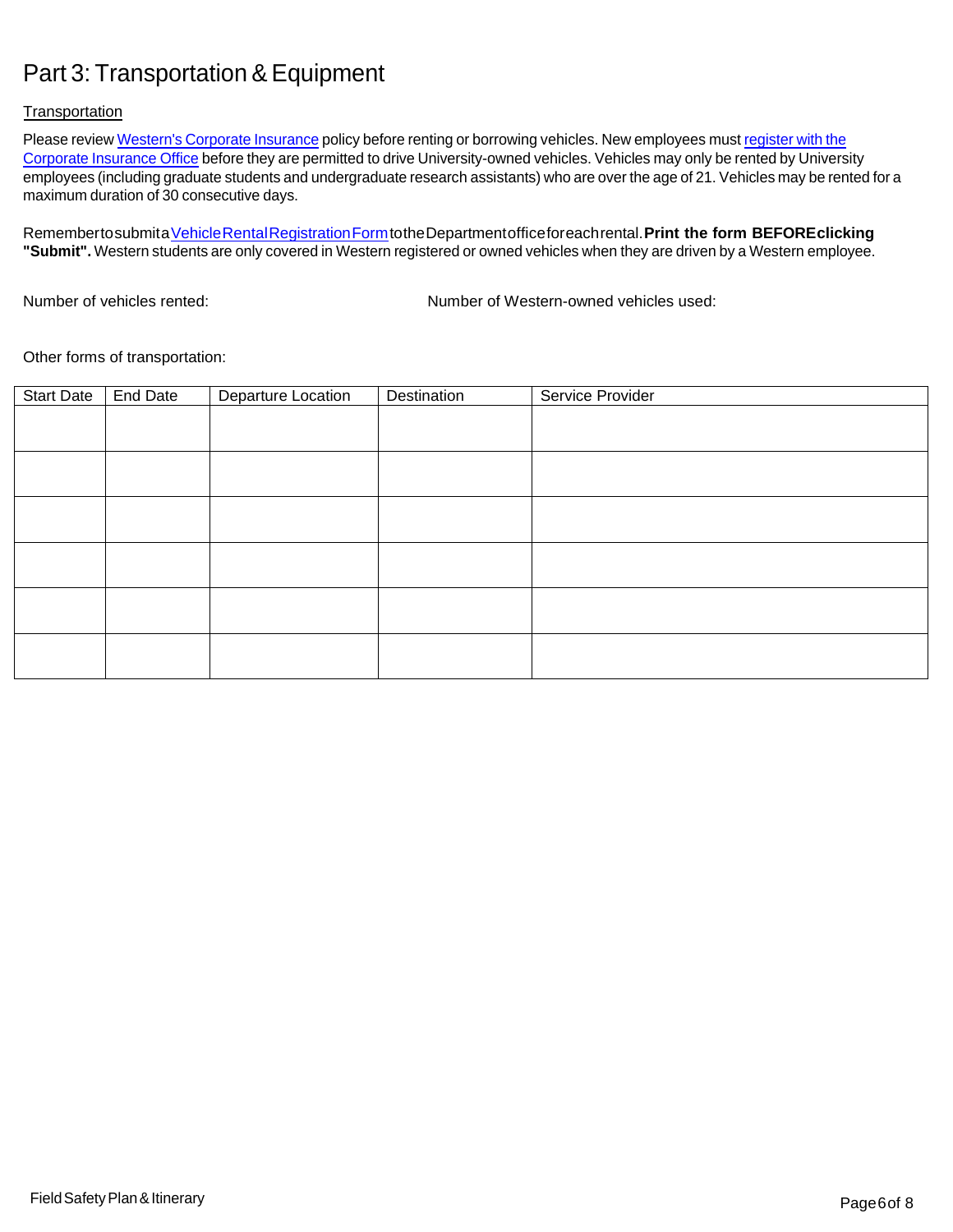# Part 3: Transportation & Equipment

Transportation

Please review Western's Corporate Insurance policy before renting or borrowing vehicles. New employees must register with the Corporate Insurance Office before they are permitted to drive University-owned vehicles. Vehicles may only be rented by University employees (including graduate students and undergraduate research assistants) who are over the age of 21. Vehicles may be rented for a maximum duration of 30 consecutive days.

Remember to submit a Vehicle Rental Registration Form to the Department office for each rental. **Print the form BEFORE clicking "Submit".** Western students are only covered in Western registered or owned vehicles when they are driven by a Western employee.

Number of vehicles rented:

Number of Western-owned vehicles used:

Other forms of transportation:

| Start Date | End Date | Departure Location | Destination | Service Provider |
|---|---|---|---|---|
| | | | | |
| | | | | |
| | | | | |
| | | | | |
| | | | | |
| | | | | |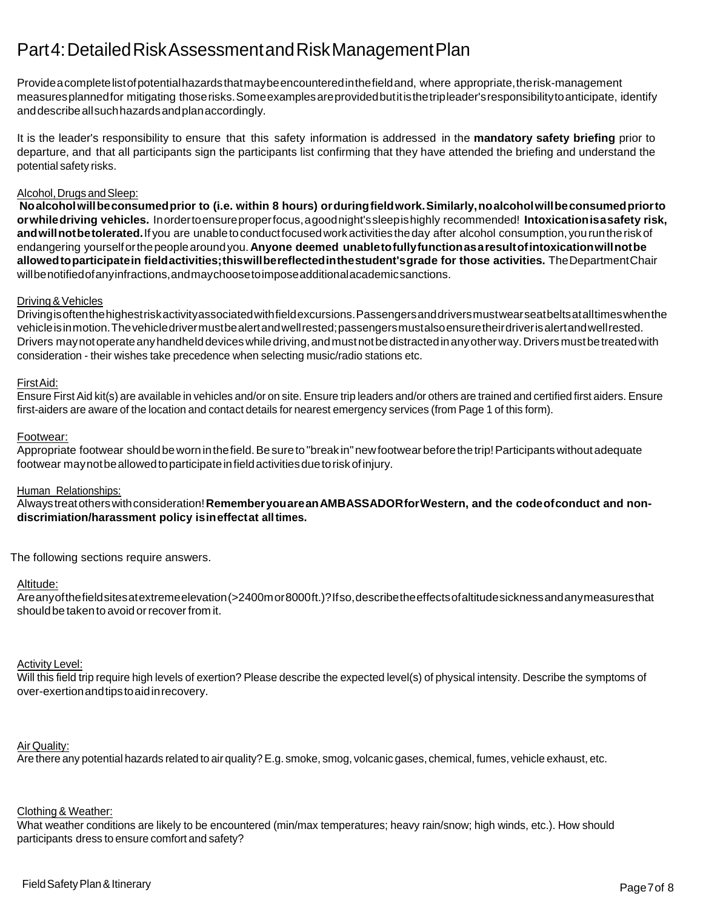# Part 4: Detailed Risk Assessment and Risk Management Plan

Provide a complete list of potential hazards that may be encountered in the field and, where appropriate, the risk-management measures planned for mitigating those risks. Some examples are provided but it is the trip leader's responsibility to anticipate, identify and describe all such hazards and plan accordingly.

It is the leader's responsibility to ensure that this safety information is addressed in the **mandatory safety briefing** prior to departure, and that all participants sign the participants list confirming that they have attended the briefing and understand the potential safety risks.

Alcohol, Drugs and Sleep:

**No alcohol will be consumed prior to (i.e. within 8 hours) or during field work. Similarly, no alcohol will be consumed prior to or while driving vehicles.** In order to ensure proper focus, a good night's sleep is highly recommended! **Intoxication is a safety risk, and will not be tolerated.** If you are unable to conduct focused work activities the day after alcohol consumption, you run the risk of endangering yourself or the people around you. **Anyone deemed unable to fully function as a result of intoxication will not be allowed to participate in field activities; this will be reflected in the student's grade for those activities.** The Department Chair will be notified of any infractions, and may choose to impose additional academic sanctions.

Driving & Vehicles

Driving is often the highest risk activity associated with field excursions. Passengers and drivers must wear seatbelts at all times when the vehicle is in motion. The vehicle driver must be alert and well rested; passengers must also ensure their driver is alert and well rested. Drivers may not operate any handheld devices while driving, and must not be distracted in any other way. Drivers must be treated with consideration - their wishes take precedence when selecting music/radio stations etc.

First Aid:

Ensure First Aid kit(s) are available in vehicles and/or on site. Ensure trip leaders and/or others are trained and certified first aiders. Ensure first-aiders are aware of the location and contact details for nearest emergency services (from Page 1 of this form).

Footwear:

Appropriate footwear should be worn in the field. Be sure to "break in" new footwear before the trip! Participants without adequate footwear may not be allowed to participate in field activities due to risk of injury.

Human Relationships:

Always treat others with consideration! **Remember you are an AMBASSADOR for Western, and the code of conduct and non-discrimiation/harassment policy is in effect at all times.**

The following sections require answers.

Altitude:

Are any of the field sites at extreme elevation (>2400m or 8000ft.)? If so, describe the effects of altitude sickness and any measures that should be taken to avoid or recover from it.

Activity Level:

Will this field trip require high levels of exertion? Please describe the expected level(s) of physical intensity. Describe the symptoms of over-exertion and tips to aid in recovery.

Air Quality:

Are there any potential hazards related to air quality? E.g. smoke, smog, volcanic gases, chemical, fumes, vehicle exhaust, etc.

Clothing & Weather:

What weather conditions are likely to be encountered (min/max temperatures; heavy rain/snow; high winds, etc.). How should participants dress to ensure comfort and safety?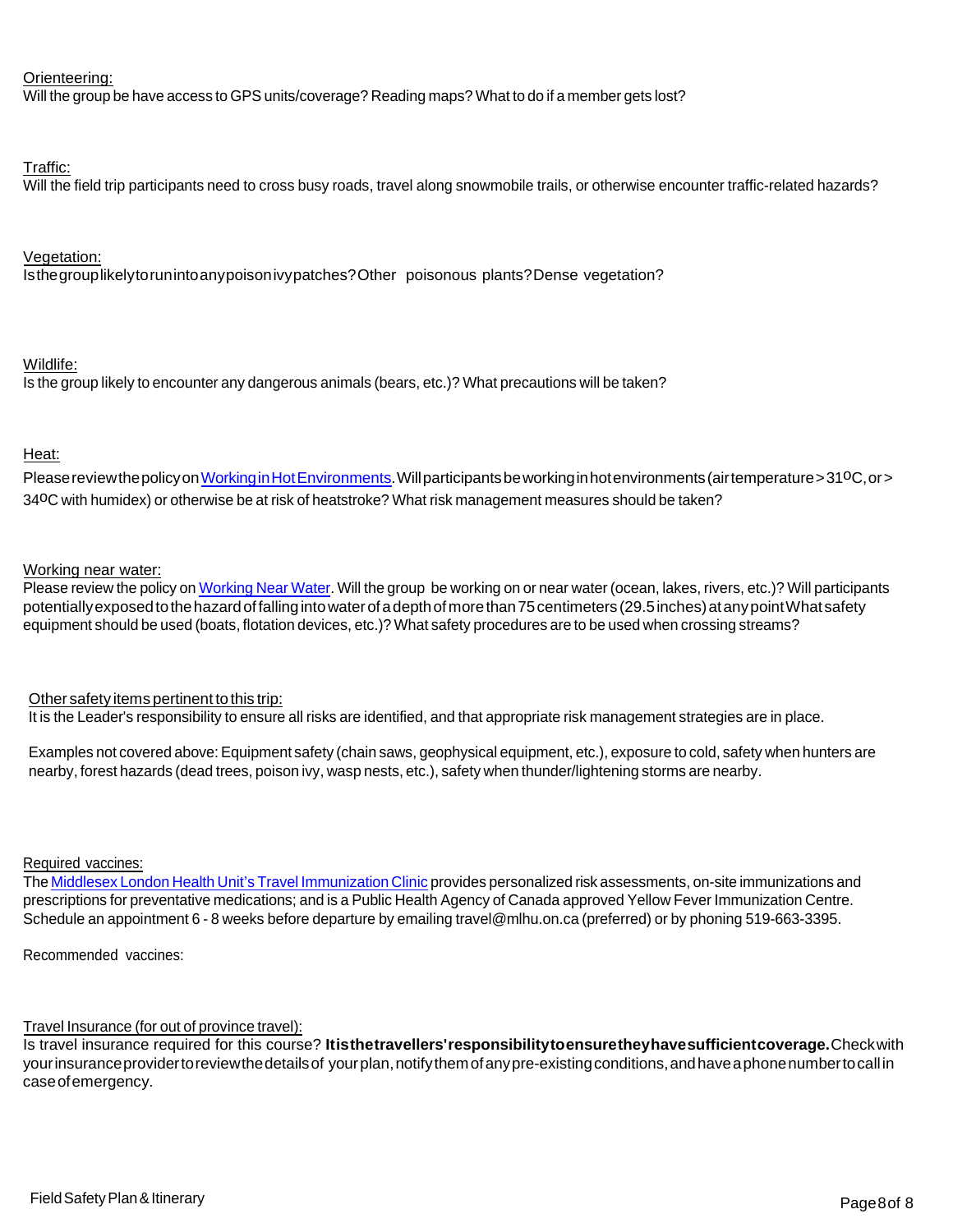Orienteering:

Will the group be have access to GPS units/coverage? Reading maps? What to do if a member gets lost?

Traffic:

Will the field trip participants need to cross busy roads, travel along snowmobile trails, or otherwise encounter traffic-related hazards?

Vegetation:

Is the group likely to run into any poison ivy patches? Other poisonous plants? Dense vegetation?

Wildlife:

Is the group likely to encounter any dangerous animals (bears, etc.)? What precautions will be taken?

Heat:

Please review the policy on Working in Hot Environments. Will participants be working in hot environments (air temperature > 31oC, or > 34oC with humidex) or otherwise be at risk of heatstroke? What risk management measures should be taken?

Working near water:

Please review the policy on Working Near Water. Will the group be working on or near water (ocean, lakes, rivers, etc.)? Will participants potentially exposed to the hazard of falling into water of a depth of more than 75 centimeters (29.5 inches) at any point What safety equipment should be used (boats, flotation devices, etc.)? What safety procedures are to be used when crossing streams?

Other safety items pertinent to this trip:

It is the Leader's responsibility to ensure all risks are identified, and that appropriate risk management strategies are in place.

Examples not covered above: Equipment safety (chain saws, geophysical equipment, etc.), exposure to cold, safety when hunters are nearby, forest hazards (dead trees, poison ivy, wasp nests, etc.), safety when thunder/lightening storms are nearby.

Required vaccines:

The Middlesex London Health Unit's Travel Immunization Clinic provides personalized risk assessments, on-site immunizations and prescriptions for preventative medications; and is a Public Health Agency of Canada approved Yellow Fever Immunization Centre. Schedule an appointment 6 - 8 weeks before departure by emailing travel@mlhu.on.ca (preferred) or by phoning 519-663-3395.

Recommended vaccines:

Travel Insurance (for out of province travel):

Is travel insurance required for this course? **It is the travellers' responsibility to ensure they have sufficient coverage.** Check with your insurance provider to review the details of your plan, notify them of any pre-existing conditions, and have a phone number to call in case of emergency.